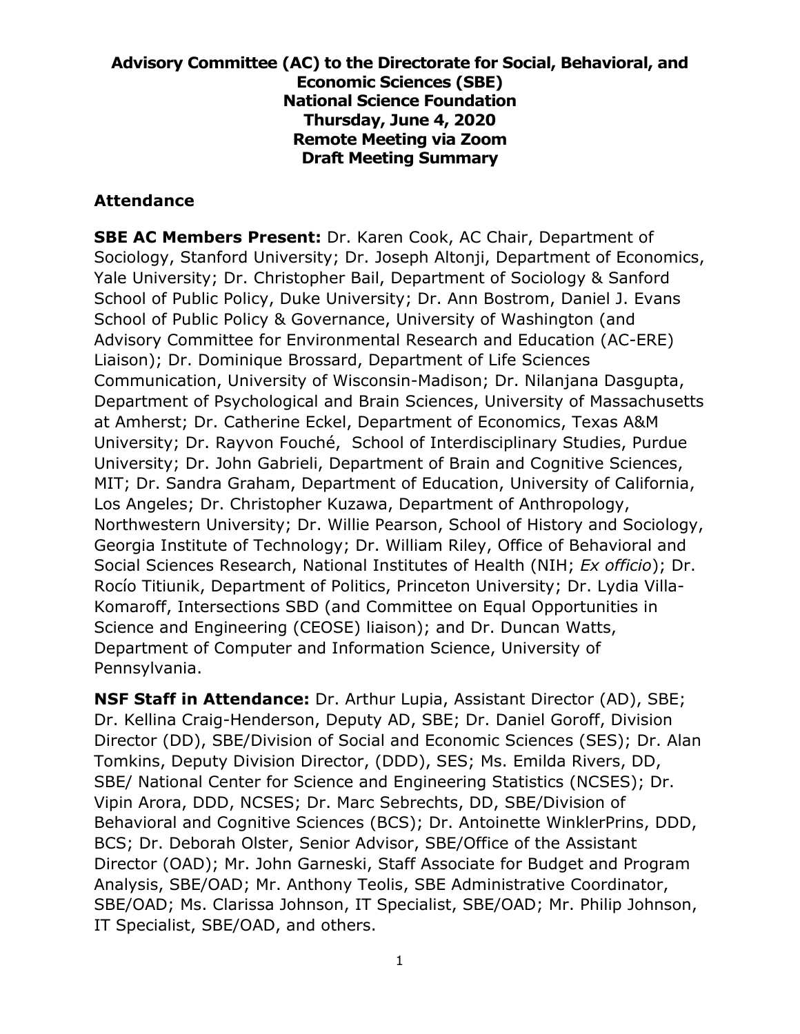# Advisory Committee (AC) to the Directorate for Social, Behavioral, and Economic Sciences (SBE)
# National Science Foundation
# Thursday, June 4, 2020
# Remote Meeting via Zoom
# Draft Meeting Summary

## Attendance

**SBE AC Members Present:** Dr. Karen Cook, AC Chair, Department of Sociology, Stanford University; Dr. Joseph Altonji, Department of Economics, Yale University; Dr. Christopher Bail, Department of Sociology & Sanford School of Public Policy, Duke University; Dr. Ann Bostrom, Daniel J. Evans School of Public Policy & Governance, University of Washington (and Advisory Committee for Environmental Research and Education (AC-ERE) Liaison); Dr. Dominique Brossard, Department of Life Sciences Communication, University of Wisconsin-Madison; Dr. Nilanjana Dasgupta, Department of Psychological and Brain Sciences, University of Massachusetts at Amherst; Dr. Catherine Eckel, Department of Economics, Texas A&M University; Dr. Rayvon Fouché, School of Interdisciplinary Studies, Purdue University; Dr. John Gabrieli, Department of Brain and Cognitive Sciences, MIT; Dr. Sandra Graham, Department of Education, University of California, Los Angeles; Dr. Christopher Kuzawa, Department of Anthropology, Northwestern University; Dr. Willie Pearson, School of History and Sociology, Georgia Institute of Technology; Dr. William Riley, Office of Behavioral and Social Sciences Research, National Institutes of Health (NIH; *Ex officio*); Dr. Rocío Titiunik, Department of Politics, Princeton University; Dr. Lydia Villa-Komaroff, Intersections SBD (and Committee on Equal Opportunities in Science and Engineering (CEOSE) liaison); and Dr. Duncan Watts, Department of Computer and Information Science, University of Pennsylvania.

**NSF Staff in Attendance:** Dr. Arthur Lupia, Assistant Director (AD), SBE; Dr. Kellina Craig-Henderson, Deputy AD, SBE; Dr. Daniel Goroff, Division Director (DD), SBE/Division of Social and Economic Sciences (SES); Dr. Alan Tomkins, Deputy Division Director, (DDD), SES; Ms. Emilda Rivers, DD, SBE/ National Center for Science and Engineering Statistics (NCSES); Dr. Vipin Arora, DDD, NCSES; Dr. Marc Sebrechts, DD, SBE/Division of Behavioral and Cognitive Sciences (BCS); Dr. Antoinette WinklerPrins, DDD, BCS; Dr. Deborah Olster, Senior Advisor, SBE/Office of the Assistant Director (OAD); Mr. John Garneski, Staff Associate for Budget and Program Analysis, SBE/OAD; Mr. Anthony Teolis, SBE Administrative Coordinator, SBE/OAD; Ms. Clarissa Johnson, IT Specialist, SBE/OAD; Mr. Philip Johnson, IT Specialist, SBE/OAD, and others.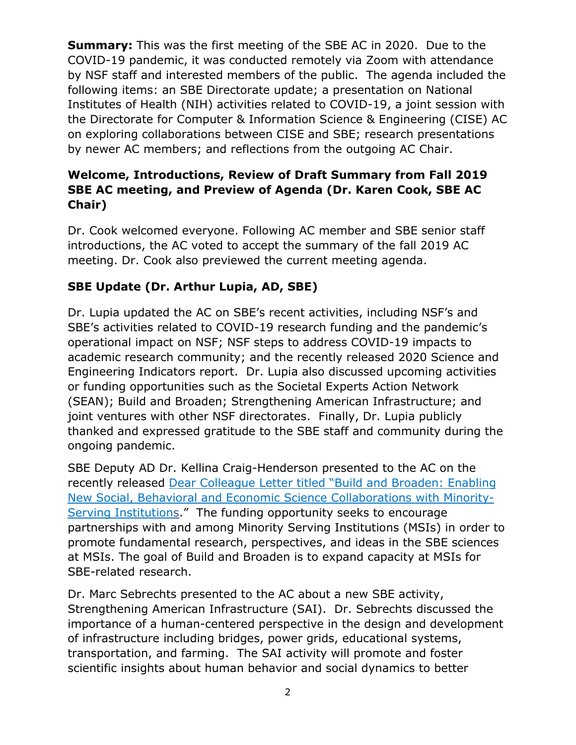**Summary:** This was the first meeting of the SBE AC in 2020. Due to the COVID-19 pandemic, it was conducted remotely via Zoom with attendance by NSF staff and interested members of the public. The agenda included the following items: an SBE Directorate update; a presentation on National Institutes of Health (NIH) activities related to COVID-19, a joint session with the Directorate for Computer & Information Science & Engineering (CISE) AC on exploring collaborations between CISE and SBE; research presentations by newer AC members; and reflections from the outgoing AC Chair.

## Welcome, Introductions, Review of Draft Summary from Fall 2019 SBE AC meeting, and Preview of Agenda (Dr. Karen Cook, SBE AC Chair)

Dr. Cook welcomed everyone. Following AC member and SBE senior staff introductions, the AC voted to accept the summary of the fall 2019 AC meeting. Dr. Cook also previewed the current meeting agenda.

## SBE Update (Dr. Arthur Lupia, AD, SBE)

Dr. Lupia updated the AC on SBE's recent activities, including NSF's and SBE's activities related to COVID-19 research funding and the pandemic's operational impact on NSF; NSF steps to address COVID-19 impacts to academic research community; and the recently released 2020 Science and Engineering Indicators report. Dr. Lupia also discussed upcoming activities or funding opportunities such as the Societal Experts Action Network (SEAN); Build and Broaden; Strengthening American Infrastructure; and joint ventures with other NSF directorates. Finally, Dr. Lupia publicly thanked and expressed gratitude to the SBE staff and community during the ongoing pandemic.

SBE Deputy AD Dr. Kellina Craig-Henderson presented to the AC on the recently released Dear Colleague Letter titled "Build and Broaden: Enabling New Social, Behavioral and Economic Science Collaborations with Minority-Serving Institutions." The funding opportunity seeks to encourage partnerships with and among Minority Serving Institutions (MSIs) in order to promote fundamental research, perspectives, and ideas in the SBE sciences at MSIs. The goal of Build and Broaden is to expand capacity at MSIs for SBE-related research.

Dr. Marc Sebrechts presented to the AC about a new SBE activity, Strengthening American Infrastructure (SAI). Dr. Sebrechts discussed the importance of a human-centered perspective in the design and development of infrastructure including bridges, power grids, educational systems, transportation, and farming. The SAI activity will promote and foster scientific insights about human behavior and social dynamics to better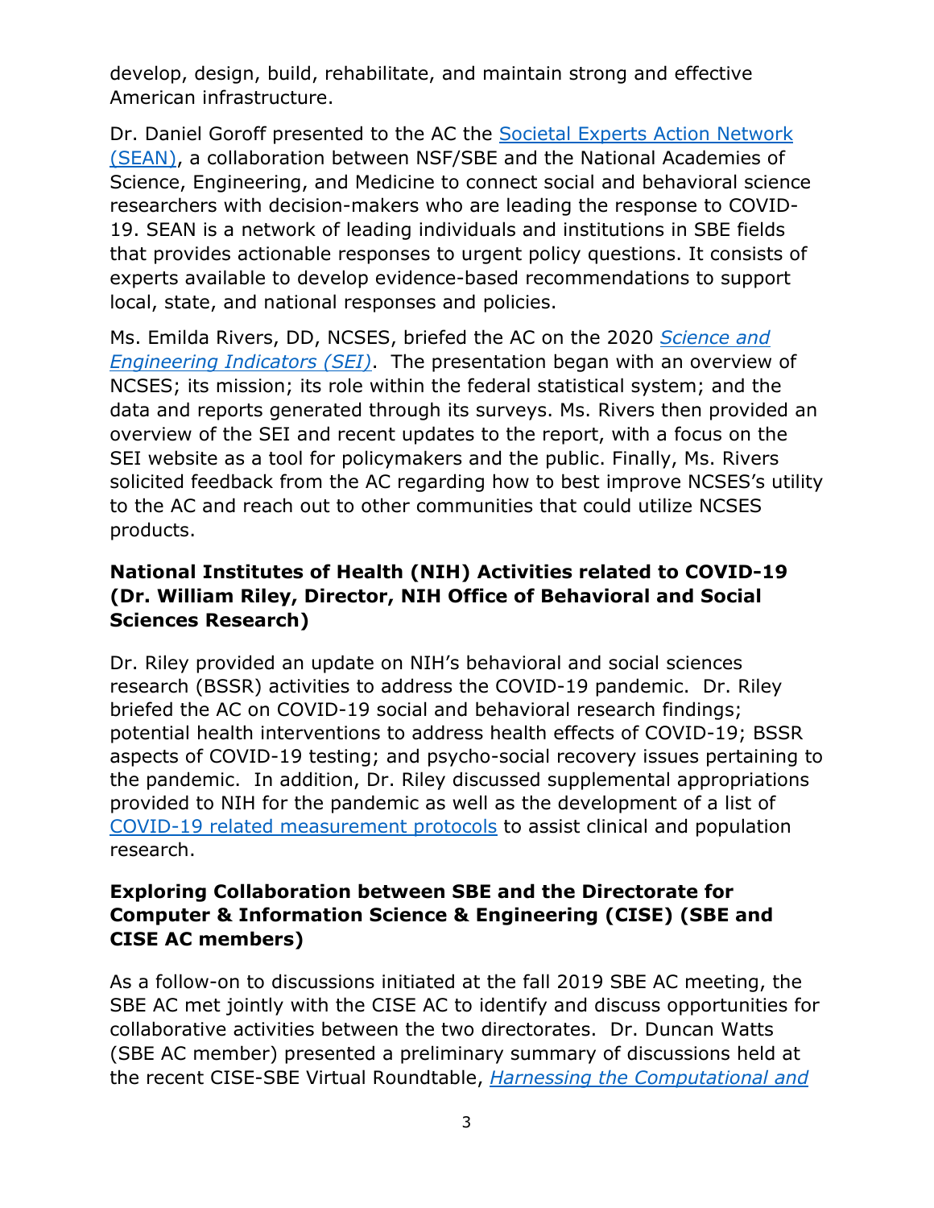develop, design, build, rehabilitate, and maintain strong and effective American infrastructure.

Dr. Daniel Goroff presented to the AC the Societal Experts Action Network (SEAN), a collaboration between NSF/SBE and the National Academies of Science, Engineering, and Medicine to connect social and behavioral science researchers with decision-makers who are leading the response to COVID-19. SEAN is a network of leading individuals and institutions in SBE fields that provides actionable responses to urgent policy questions. It consists of experts available to develop evidence-based recommendations to support local, state, and national responses and policies.

Ms. Emilda Rivers, DD, NCSES, briefed the AC on the 2020 *Science and Engineering Indicators (SEI)*. The presentation began with an overview of NCSES; its mission; its role within the federal statistical system; and the data and reports generated through its surveys. Ms. Rivers then provided an overview of the SEI and recent updates to the report, with a focus on the SEI website as a tool for policymakers and the public. Finally, Ms. Rivers solicited feedback from the AC regarding how to best improve NCSES's utility to the AC and reach out to other communities that could utilize NCSES products.

**National Institutes of Health (NIH) Activities related to COVID-19 (Dr. William Riley, Director, NIH Office of Behavioral and Social Sciences Research)**

Dr. Riley provided an update on NIH's behavioral and social sciences research (BSSR) activities to address the COVID-19 pandemic. Dr. Riley briefed the AC on COVID-19 social and behavioral research findings; potential health interventions to address health effects of COVID-19; BSSR aspects of COVID-19 testing; and psycho-social recovery issues pertaining to the pandemic. In addition, Dr. Riley discussed supplemental appropriations provided to NIH for the pandemic as well as the development of a list of COVID-19 related measurement protocols to assist clinical and population research.

**Exploring Collaboration between SBE and the Directorate for Computer & Information Science & Engineering (CISE) (SBE and CISE AC members)**

As a follow-on to discussions initiated at the fall 2019 SBE AC meeting, the SBE AC met jointly with the CISE AC to identify and discuss opportunities for collaborative activities between the two directorates. Dr. Duncan Watts (SBE AC member) presented a preliminary summary of discussions held at the recent CISE-SBE Virtual Roundtable, *Harnessing the Computational and*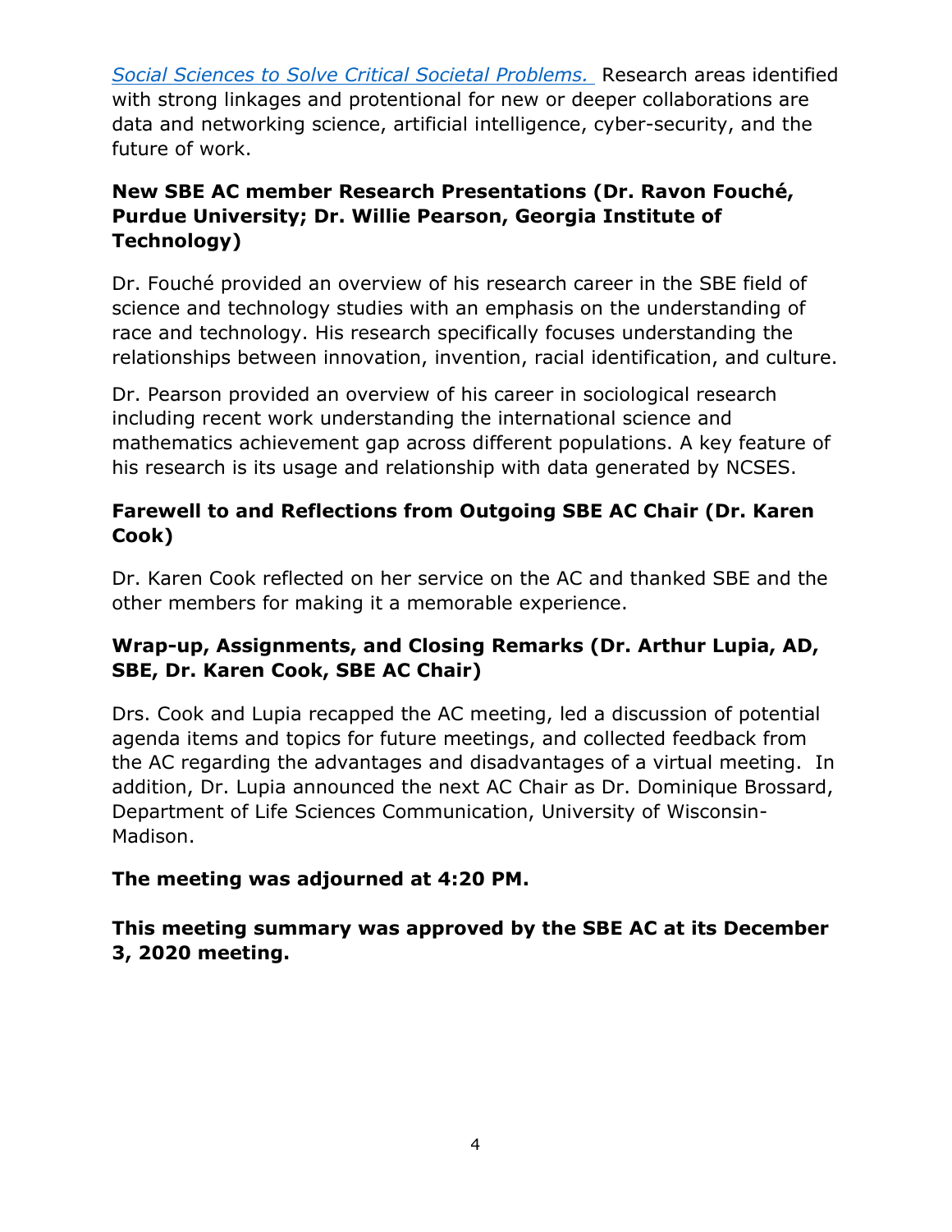*Social Sciences to Solve Critical Societal Problems.* Research areas identified with strong linkages and protentional for new or deeper collaborations are data and networking science, artificial intelligence, cyber-security, and the future of work.

### New SBE AC member Research Presentations (Dr. Ravon Fouché, Purdue University; Dr. Willie Pearson, Georgia Institute of Technology)

Dr. Fouché provided an overview of his research career in the SBE field of science and technology studies with an emphasis on the understanding of race and technology. His research specifically focuses understanding the relationships between innovation, invention, racial identification, and culture.

Dr. Pearson provided an overview of his career in sociological research including recent work understanding the international science and mathematics achievement gap across different populations. A key feature of his research is its usage and relationship with data generated by NCSES.

### Farewell to and Reflections from Outgoing SBE AC Chair (Dr. Karen Cook)

Dr. Karen Cook reflected on her service on the AC and thanked SBE and the other members for making it a memorable experience.

### Wrap-up, Assignments, and Closing Remarks (Dr. Arthur Lupia, AD, SBE, Dr. Karen Cook, SBE AC Chair)

Drs. Cook and Lupia recapped the AC meeting, led a discussion of potential agenda items and topics for future meetings, and collected feedback from the AC regarding the advantages and disadvantages of a virtual meeting. In addition, Dr. Lupia announced the next AC Chair as Dr. Dominique Brossard, Department of Life Sciences Communication, University of Wisconsin-Madison.

**The meeting was adjourned at 4:20 PM.**

**This meeting summary was approved by the SBE AC at its December 3, 2020 meeting.**